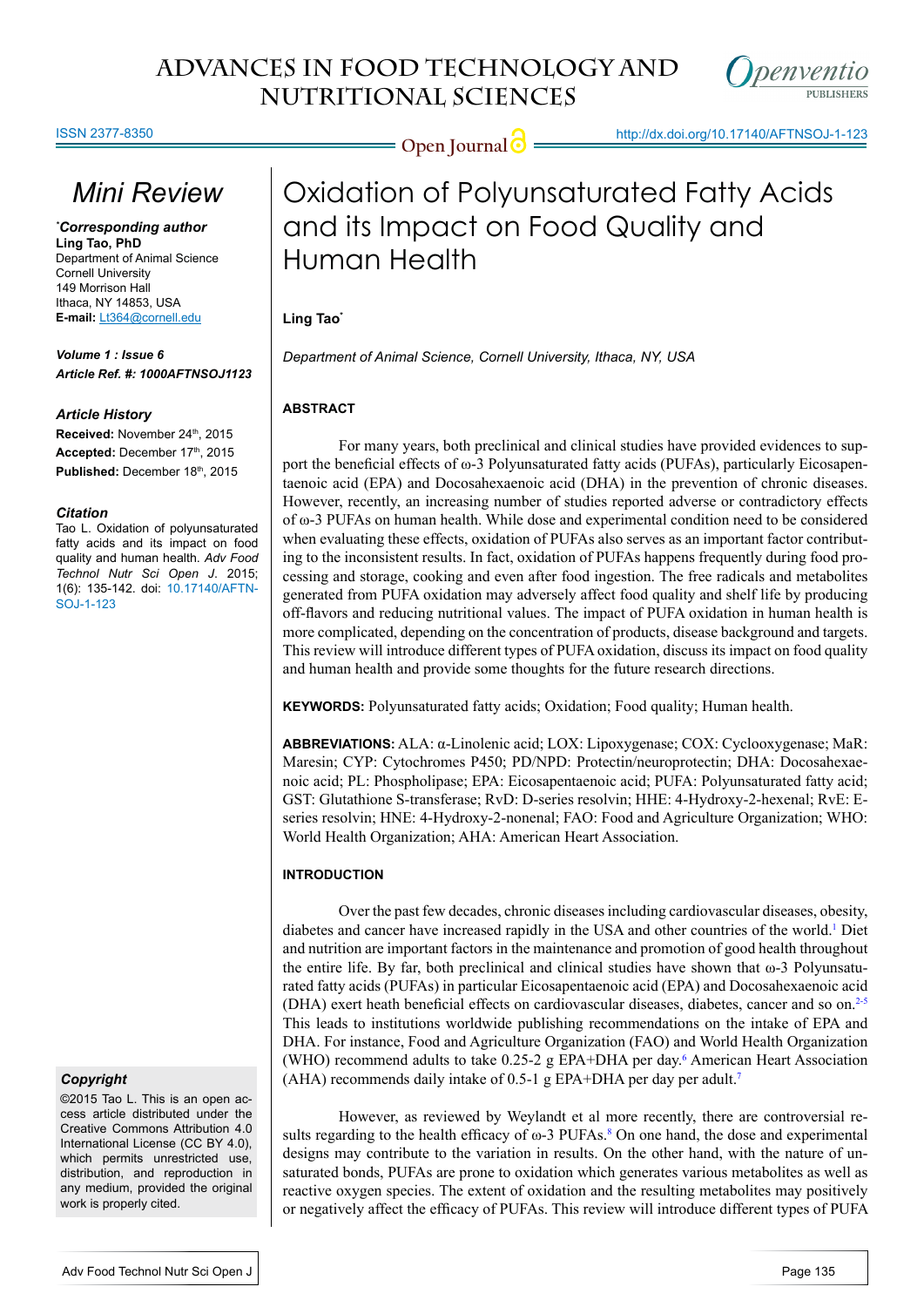# Oxidation of Polyunsaturated Fatty Acids and its Impact on Food Quality and Human Health

**Ling Tao***

*Department of Animal Science, Cornell University, Ithaca, NY, USA*

## Mini Review

***Corresponding author**
**Ling Tao, PhD**
Department of Animal Science
Cornell University
149 Morrison Hall
Ithaca, NY 14853, USA
**E-mail:** Lt364@cornell.edu

***Volume 1 : Issue 6***
***Article Ref. #: 1000AFTNSOJ1123***

### *Article History*

**Received:** November 24th, 2015
**Accepted:** December 17th, 2015
**Published:** December 18th, 2015

### *Citation*

Tao L. Oxidation of polyunsaturated fatty acids and its impact on food quality and human health. *Adv Food Technol Nutr Sci Open J*. 2015; 1(6): 135-142. doi: 10.17140/AFTNSOJ-1-123

### *Copyright*

©2015 Tao L. This is an open access article distributed under the Creative Commons Attribution 4.0 International License (CC BY 4.0), which permits unrestricted use, distribution, and reproduction in any medium, provided the original work is properly cited.

## ABSTRACT

For many years, both preclinical and clinical studies have provided evidences to support the beneficial effects of ω-3 Polyunsaturated fatty acids (PUFAs), particularly Eicosapentaenoic acid (EPA) and Docosahexaenoic acid (DHA) in the prevention of chronic diseases. However, recently, an increasing number of studies reported adverse or contradictory effects of ω-3 PUFAs on human health. While dose and experimental condition need to be considered when evaluating these effects, oxidation of PUFAs also serves as an important factor contributing to the inconsistent results. In fact, oxidation of PUFAs happens frequently during food processing and storage, cooking and even after food ingestion. The free radicals and metabolites generated from PUFA oxidation may adversely affect food quality and shelf life by producing off-flavors and reducing nutritional values. The impact of PUFA oxidation in human health is more complicated, depending on the concentration of products, disease background and targets. This review will introduce different types of PUFA oxidation, discuss its impact on food quality and human health and provide some thoughts for the future research directions.

**KEYWORDS:** Polyunsaturated fatty acids; Oxidation; Food quality; Human health.

**ABBREVIATIONS:** ALA: α-Linolenic acid; LOX: Lipoxygenase; COX: Cyclooxygenase; MaR: Maresin; CYP: Cytochromes P450; PD/NPD: Protectin/neuroprotectin; DHA: Docosahexaenoic acid; PL: Phospholipase; EPA: Eicosapentaenoic acid; PUFA: Polyunsaturated fatty acid; GST: Glutathione S-transferase; RvD: D-series resolvin; HHE: 4-Hydroxy-2-hexenal; RvE: E-series resolvin; HNE: 4-Hydroxy-2-nonenal; FAO: Food and Agriculture Organization; WHO: World Health Organization; AHA: American Heart Association.

## INTRODUCTION

Over the past few decades, chronic diseases including cardiovascular diseases, obesity, diabetes and cancer have increased rapidly in the USA and other countries of the world.[1] Diet and nutrition are important factors in the maintenance and promotion of good health throughout the entire life. By far, both preclinical and clinical studies have shown that ω-3 Polyunsaturated fatty acids (PUFAs) in particular Eicosapentaenoic acid (EPA) and Docosahexaenoic acid (DHA) exert heath beneficial effects on cardiovascular diseases, diabetes, cancer and so on.[2-5] This leads to institutions worldwide publishing recommendations on the intake of EPA and DHA. For instance, Food and Agriculture Organization (FAO) and World Health Organization (WHO) recommend adults to take 0.25-2 g EPA+DHA per day.[6] American Heart Association (AHA) recommends daily intake of 0.5-1 g EPA+DHA per day per adult.[7]

However, as reviewed by Weylandt et al more recently, there are controversial results regarding to the health efficacy of ω-3 PUFAs.[8] On one hand, the dose and experimental designs may contribute to the variation in results. On the other hand, with the nature of unsaturated bonds, PUFAs are prone to oxidation which generates various metabolites as well as reactive oxygen species. The extent of oxidation and the resulting metabolites may positively or negatively affect the efficacy of PUFAs. This review will introduce different types of PUFA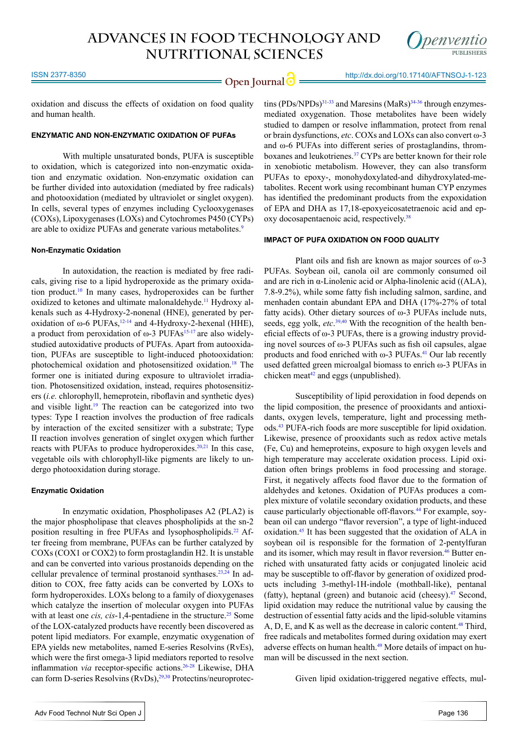oxidation and discuss the effects of oxidation on food quality and human health.

## ENZYMATIC AND NON-ENZYMATIC OXIDATION OF PUFAs

With multiple unsaturated bonds, PUFA is susceptible to oxidation, which is categorized into non-enzymatic oxidation and enzymatic oxidation. Non-enzymatic oxidation can be further divided into autoxidation (mediated by free radicals) and photooxidation (mediated by ultraviolet or singlet oxygen). In cells, several types of enzymes including Cyclooxygenases (COXs), Lipoxygenases (LOXs) and Cytochromes P450 (CYPs) are able to oxidize PUFAs and generate various metabolites.[9]

### Non-Enzymatic Oxidation

In autoxidation, the reaction is mediated by free radicals, giving rise to a lipid hydroperoxide as the primary oxidation product.[10] In many cases, hydroperoxides can be further oxidized to ketones and ultimate malonaldehyde.[11] Hydroxy alkenals such as 4-Hydroxy-2-nonenal (HNE), generated by peroxidation of ω-6 PUFAs,[12-14] and 4-Hydroxy-2-hexenal (HHE), a product from peroxidation of ω-3 PUFAs[15-17] are also widely-studied autoxidative products of PUFAs. Apart from autooxidation, PUFAs are susceptible to light-induced photooxidation: photochemical oxidation and photosensitized oxidation.[18] The former one is initiated during exposure to ultraviolet irradiation. Photosensitized oxidation, instead, requires photosensitizers (*i.e.* chlorophyll, hemeprotein, riboflavin and synthetic dyes) and visible light.[19] The reaction can be categorized into two types: Type I reaction involves the production of free radicals by interaction of the excited sensitizer with a substrate; Type II reaction involves generation of singlet oxygen which further reacts with PUFAs to produce hydroperoxides.[20,21] In this case, vegetable oils with chlorophyll-like pigments are likely to undergo photooxidation during storage.

### Enzymatic Oxidation

In enzymatic oxidation, Phospholipases A2 (PLA2) is the major phospholipase that cleaves phospholipids at the sn-2 position resulting in free PUFAs and lysophospholipids.[22] After freeing from membrane, PUFAs can be further catalyzed by COXs (COX1 or COX2) to form prostaglandin H2. It is unstable and can be converted into various prostanoids depending on the cellular prevalence of terminal prostanoid synthases.[23,24] In addition to COX, free fatty acids can be converted by LOXs to form hydroperoxides. LOXs belong to a family of dioxygenases which catalyze the insertion of molecular oxygen into PUFAs with at least one *cis, cis*-1,4-pentadiene in the structure.[25] Some of the LOX-catalyzed products have recently been discovered as potent lipid mediators. For example, enzymatic oxygenation of EPA yields new metabolites, named E-series Resolvins (RvEs), which were the first omega-3 lipid mediators reported to resolve inflammation *via* receptor-specific actions.[26-28] Likewise, DHA can form D-series Resolvins (RvDs),[29,30] Protectins/neuroprotectins (PDs/NPDs)[31-33] and Maresins (MaRs)[34-36] through enzymes-mediated oxygenation. Those metabolites have been widely studied to dampen or resolve inflammation, protect from renal or brain dysfunctions, *etc*. COXs and LOXs can also convert ω-3 and ω-6 PUFAs into different series of prostaglandins, thromboxanes and leukotrienes.[37] CYPs are better known for their role in xenobiotic metabolism. However, they can also transform PUFAs to epoxy-, monohydoxylated-and dihydroxylated-metabolites. Recent work using recombinant human CYP enzymes has identified the predominant products from the expoxidation of EPA and DHA as 17,18-epoxyeicosatetraenoic acid and epoxy docosapentaenoic acid, respectively.[38]

## IMPACT OF PUFA OXIDATION ON FOOD QUALITY

Plant oils and fish are known as major sources of ω-3 PUFAs. Soybean oil, canola oil are commonly consumed oil and are rich in α-Linolenic acid or Alpha-linolenic acid ((ALA), 7.8-9.2%), while some fatty fish including salmon, sardine, and menhaden contain abundant EPA and DHA (17%-27% of total fatty acids). Other dietary sources of ω-3 PUFAs include nuts, seeds, egg yolk, *etc*.[39,40] With the recognition of the health beneficial effects of ω-3 PUFAs, there is a growing industry providing novel sources of ω-3 PUFAs such as fish oil capsules, algae products and food enriched with ω-3 PUFAs.[41] Our lab recently used defatted green microalgal biomass to enrich ω-3 PUFAs in chicken meat[42] and eggs (unpublished).

Susceptibility of lipid peroxidation in food depends on the lipid composition, the presence of prooxidants and antioxidants, oxygen levels, temperature, light and processing methods.[43] PUFA-rich foods are more susceptible for lipid oxidation. Likewise, presence of prooxidants such as redox active metals (Fe, Cu) and hemeproteins, exposure to high oxygen levels and high temperature may accelerate oxidation process. Lipid oxidation often brings problems in food processing and storage. First, it negatively affects food flavor due to the formation of aldehydes and ketones. Oxidation of PUFAs produces a complex mixture of volatile secondary oxidation products, and these cause particularly objectionable off-flavors.[44] For example, soybean oil can undergo "flavor reversion", a type of light-induced oxidation.[45] It has been suggested that the oxidation of ALA in soybean oil is responsible for the formation of 2-pentylfuran and its isomer, which may result in flavor reversion.[46] Butter enriched with unsaturated fatty acids or conjugated linoleic acid may be susceptible to off-flavor by generation of oxidized products including 3-methyl-1H-indole (mothball-like), pentanal (fatty), heptanal (green) and butanoic acid (cheesy).[47] Second, lipid oxidation may reduce the nutritional value by causing the destruction of essential fatty acids and the lipid-soluble vitamins A, D, E, and K as well as the decrease in caloric content.[48] Third, free radicals and metabolites formed during oxidation may exert adverse effects on human health.[49] More details of impact on human will be discussed in the next section.

Given lipid oxidation-triggered negative effects, mul-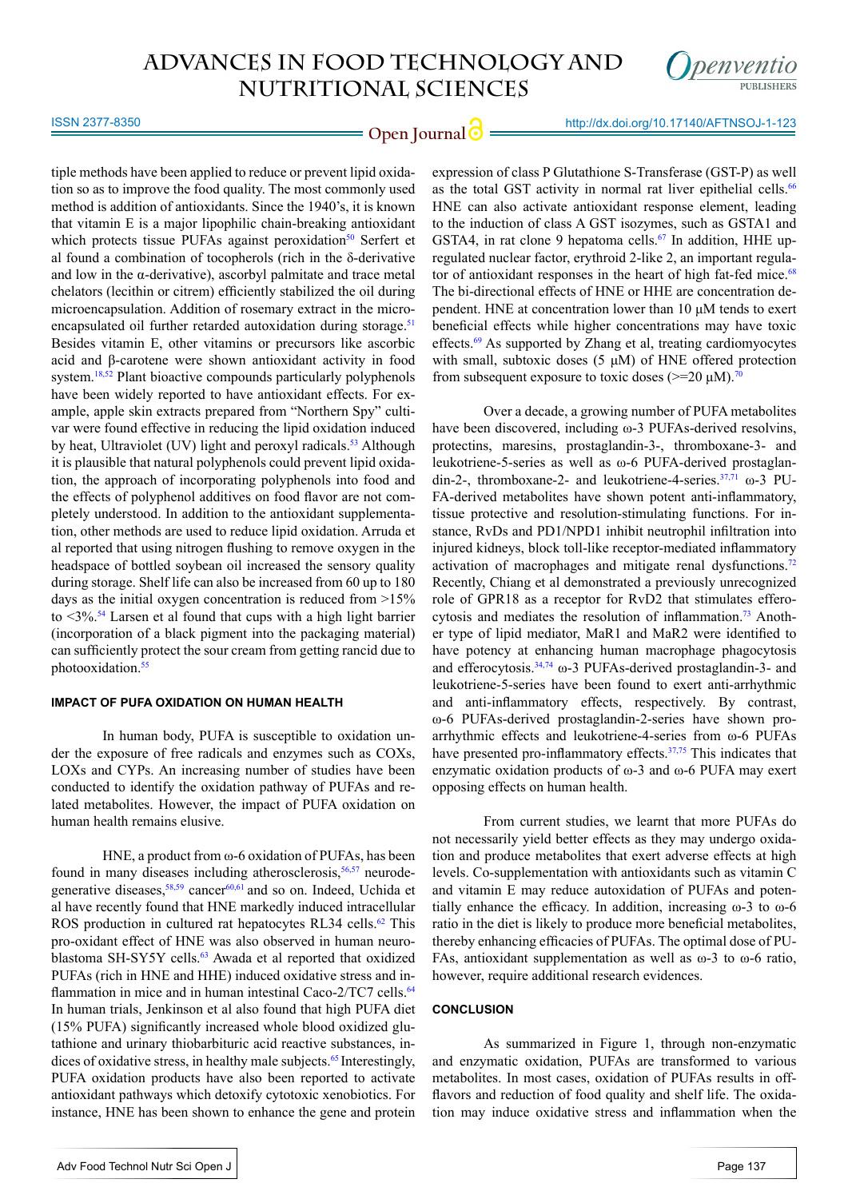tiple methods have been applied to reduce or prevent lipid oxidation so as to improve the food quality. The most commonly used method is addition of antioxidants. Since the 1940's, it is known that vitamin E is a major lipophilic chain-breaking antioxidant which protects tissue PUFAs against peroxidation[50] Serfert et al found a combination of tocopherols (rich in the δ-derivative and low in the α-derivative), ascorbyl palmitate and trace metal chelators (lecithin or citrem) efficiently stabilized the oil during microencapsulation. Addition of rosemary extract in the microencapsulated oil further retarded autoxidation during storage.[51] Besides vitamin E, other vitamins or precursors like ascorbic acid and β-carotene were shown antioxidant activity in food system.[18,52] Plant bioactive compounds particularly polyphenols have been widely reported to have antioxidant effects. For example, apple skin extracts prepared from "Northern Spy" cultivar were found effective in reducing the lipid oxidation induced by heat, Ultraviolet (UV) light and peroxyl radicals.[53] Although it is plausible that natural polyphenols could prevent lipid oxidation, the approach of incorporating polyphenols into food and the effects of polyphenol additives on food flavor are not completely understood. In addition to the antioxidant supplementation, other methods are used to reduce lipid oxidation. Arruda et al reported that using nitrogen flushing to remove oxygen in the headspace of bottled soybean oil increased the sensory quality during storage. Shelf life can also be increased from 60 up to 180 days as the initial oxygen concentration is reduced from >15% to <3%.[54] Larsen et al found that cups with a high light barrier (incorporation of a black pigment into the packaging material) can sufficiently protect the sour cream from getting rancid due to photooxidation.[55]

## IMPACT OF PUFA OXIDATION ON HUMAN HEALTH

In human body, PUFA is susceptible to oxidation under the exposure of free radicals and enzymes such as COXs, LOXs and CYPs. An increasing number of studies have been conducted to identify the oxidation pathway of PUFAs and related metabolites. However, the impact of PUFA oxidation on human health remains elusive.

HNE, a product from ω-6 oxidation of PUFAs, has been found in many diseases including atherosclerosis,[56,57] neurodegenerative diseases,[58,59] cancer[60,61] and so on. Indeed, Uchida et al have recently found that HNE markedly induced intracellular ROS production in cultured rat hepatocytes RL34 cells.[62] This pro-oxidant effect of HNE was also observed in human neuroblastoma SH-SY5Y cells.[63] Awada et al reported that oxidized PUFAs (rich in HNE and HHE) induced oxidative stress and inflammation in mice and in human intestinal Caco-2/TC7 cells.[64] In human trials, Jenkinson et al also found that high PUFA diet (15% PUFA) significantly increased whole blood oxidized glutathione and urinary thiobarbituric acid reactive substances, indices of oxidative stress, in healthy male subjects.[65] Interestingly, PUFA oxidation products have also been reported to activate antioxidant pathways which detoxify cytotoxic xenobiotics. For instance, HNE has been shown to enhance the gene and protein expression of class P Glutathione S-Transferase (GST-P) as well as the total GST activity in normal rat liver epithelial cells.[66] HNE can also activate antioxidant response element, leading to the induction of class A GST isozymes, such as GSTA1 and GSTA4, in rat clone 9 hepatoma cells.[67] In addition, HHE upregulated nuclear factor, erythroid 2-like 2, an important regulator of antioxidant responses in the heart of high fat-fed mice.[68] The bi-directional effects of HNE or HHE are concentration dependent. HNE at concentration lower than 10 μM tends to exert beneficial effects while higher concentrations may have toxic effects.[69] As supported by Zhang et al, treating cardiomyocytes with small, subtoxic doses (5 μM) of HNE offered protection from subsequent exposure to toxic doses (>=20 μM).[70]

Over a decade, a growing number of PUFA metabolites have been discovered, including ω-3 PUFAs-derived resolvins, protectins, maresins, prostaglandin-3-, thromboxane-3- and leukotriene-5-series as well as ω-6 PUFA-derived prostaglandin-2-, thromboxane-2- and leukotriene-4-series.[37,71] ω-3 PUFA-derived metabolites have shown potent anti-inflammatory, tissue protective and resolution-stimulating functions. For instance, RvDs and PD1/NPD1 inhibit neutrophil infiltration into injured kidneys, block toll-like receptor-mediated inflammatory activation of macrophages and mitigate renal dysfunctions.[72] Recently, Chiang et al demonstrated a previously unrecognized role of GPR18 as a receptor for RvD2 that stimulates efferocytosis and mediates the resolution of inflammation.[73] Another type of lipid mediator, MaR1 and MaR2 were identified to have potency at enhancing human macrophage phagocytosis and efferocytosis.[34,74] ω-3 PUFAs-derived prostaglandin-3- and leukotriene-5-series have been found to exert anti-arrhythmic and anti-inflammatory effects, respectively. By contrast, ω-6 PUFAs-derived prostaglandin-2-series have shown pro-arrhythmic effects and leukotriene-4-series from ω-6 PUFAs have presented pro-inflammatory effects.[37,75] This indicates that enzymatic oxidation products of ω-3 and ω-6 PUFA may exert opposing effects on human health.

From current studies, we learnt that more PUFAs do not necessarily yield better effects as they may undergo oxidation and produce metabolites that exert adverse effects at high levels. Co-supplementation with antioxidants such as vitamin C and vitamin E may reduce autoxidation of PUFAs and potentially enhance the efficacy. In addition, increasing ω-3 to ω-6 ratio in the diet is likely to produce more beneficial metabolites, thereby enhancing efficacies of PUFAs. The optimal dose of PUFAs, antioxidant supplementation as well as ω-3 to ω-6 ratio, however, require additional research evidences.

## CONCLUSION

As summarized in Figure 1, through non-enzymatic and enzymatic oxidation, PUFAs are transformed to various metabolites. In most cases, oxidation of PUFAs results in off-flavors and reduction of food quality and shelf life. The oxidation may induce oxidative stress and inflammation when the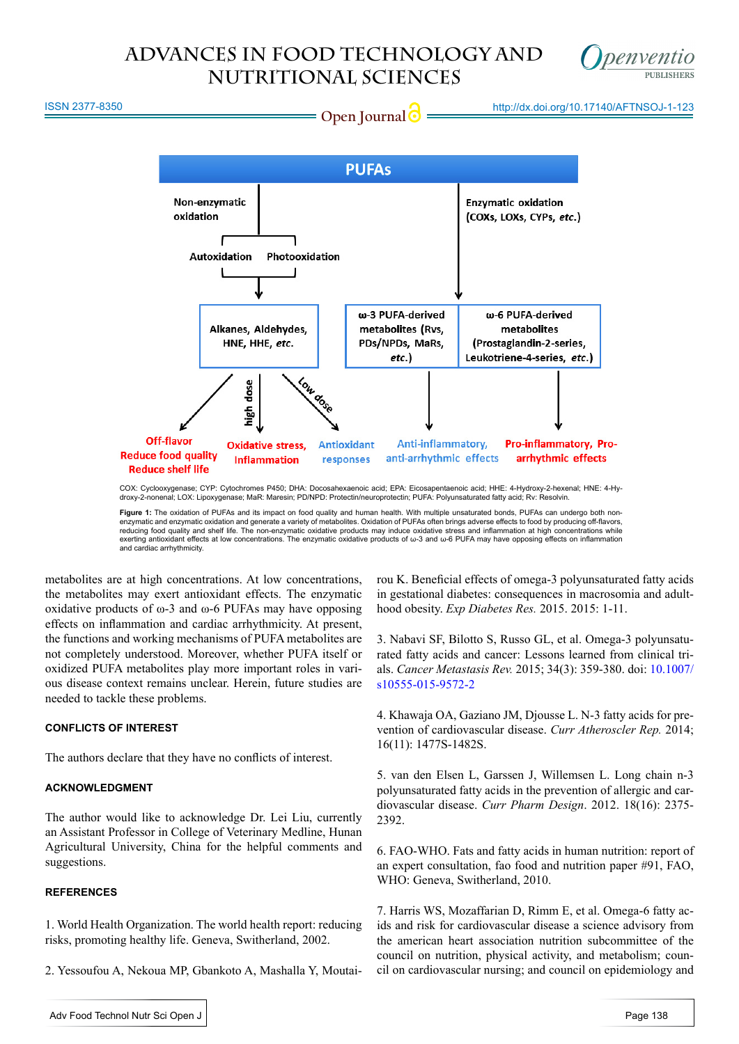COX: Cyclooxygenase; CYP: Cytochromes P450; DHA: Docosahexaenoic acid; EPA: Eicosapentaenoic acid; HHE: 4-Hydroxy-2-hexenal; HNE: 4-Hydroxy-2-nonenal; LOX: Lipoxygenase; MaR: Maresin; PD/NPD: Protectin/neuroprotectin; PUFA: Polyunsaturated fatty acid; Rv: Resolvin.

**Figure 1:** The oxidation of PUFAs and its impact on food quality and human health. With multiple unsaturated bonds, PUFAs can undergo both non-enzymatic and enzymatic oxidation and generate a variety of metabolites. Oxidation of PUFAs often brings adverse effects to food by producing off-flavors, reducing food quality and shelf life. The non-enzymatic oxidative products may induce oxidative stress and inflammation at high concentrations while exerting antioxidant effects at low concentrations. The enzymatic oxidative products of ω-3 and ω-6 PUFA may have opposing effects on inflammation and cardiac arrhythmicity.

metabolites are at high concentrations. At low concentrations, the metabolites may exert antioxidant effects. The enzymatic oxidative products of ω-3 and ω-6 PUFAs may have opposing effects on inflammation and cardiac arrhythmicity. At present, the functions and working mechanisms of PUFA metabolites are not completely understood. Moreover, whether PUFA itself or oxidized PUFA metabolites play more important roles in various disease context remains unclear. Herein, future studies are needed to tackle these problems.

## CONFLICTS OF INTEREST

The authors declare that they have no conflicts of interest.

## ACKNOWLEDGMENT

The author would like to acknowledge Dr. Lei Liu, currently an Assistant Professor in College of Veterinary Medline, Hunan Agricultural University, China for the helpful comments and suggestions.

## REFERENCES

1. World Health Organization. The world health report: reducing risks, promoting healthy life. Geneva, Switherland, 2002.

2. Yessoufou A, Nekoua MP, Gbankoto A, Mashalla Y, Moutairou K. Beneficial effects of omega-3 polyunsaturated fatty acids in gestational diabetes: consequences in macrosomia and adulthood obesity. *Exp Diabetes Res.* 2015. 2015: 1-11.

3. Nabavi SF, Bilotto S, Russo GL, et al. Omega-3 polyunsaturated fatty acids and cancer: Lessons learned from clinical trials. *Cancer Metastasis Rev.* 2015; 34(3): 359-380. doi: 10.1007/s10555-015-9572-2

4. Khawaja OA, Gaziano JM, Djousse L. N-3 fatty acids for prevention of cardiovascular disease. *Curr Atheroscler Rep.* 2014; 16(11): 1477S-1482S.

5. van den Elsen L, Garssen J, Willemsen L. Long chain n-3 polyunsaturated fatty acids in the prevention of allergic and cardiovascular disease. *Curr Pharm Design*. 2012. 18(16): 2375-2392.

6. FAO-WHO. Fats and fatty acids in human nutrition: report of an expert consultation, fao food and nutrition paper #91, FAO, WHO: Geneva, Switherland, 2010.

7. Harris WS, Mozaffarian D, Rimm E, et al. Omega-6 fatty acids and risk for cardiovascular disease a science advisory from the american heart association nutrition subcommittee of the council on nutrition, physical activity, and metabolism; council on cardiovascular nursing; and council on epidemiology and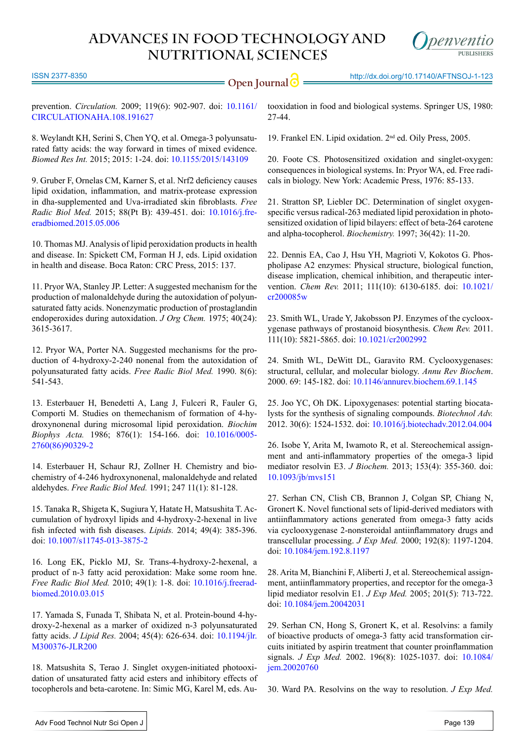prevention. *Circulation.* 2009; 119(6): 902-907. doi: 10.1161/CIRCULATIONAHA.108.191627

8. Weylandt KH, Serini S, Chen YQ, et al. Omega-3 polyunsaturated fatty acids: the way forward in times of mixed evidence. *Biomed Res Int.* 2015; 2015: 1-24. doi: 10.1155/2015/143109

9. Gruber F, Ornelas CM, Karner S, et al. Nrf2 deficiency causes lipid oxidation, inflammation, and matrix-protease expression in dha-supplemented and Uva-irradiated skin fibroblasts. *Free Radic Biol Med.* 2015; 88(Pt B): 439-451. doi: 10.1016/j.freeradbiomed.2015.05.006

10. Thomas MJ. Analysis of lipid peroxidation products in health and disease. In: Spickett CM, Forman H J, eds. Lipid oxidation in health and disease. Boca Raton: CRC Press, 2015: 137.

11. Pryor WA, Stanley JP. Letter: A suggested mechanism for the production of malonaldehyde during the autoxidation of polyunsaturated fatty acids. Nonenzymatic production of prostaglandin endoperoxides during autoxidation. *J Org Chem.* 1975; 40(24): 3615-3617.

12. Pryor WA, Porter NA. Suggested mechanisms for the production of 4-hydroxy-2-240 nonenal from the autoxidation of polyunsaturated fatty acids. *Free Radic Biol Med.* 1990. 8(6): 541-543.

13. Esterbauer H, Benedetti A, Lang J, Fulceri R, Fauler G, Comporti M. Studies on themechanism of formation of 4-hydroxynonenal during microsomal lipid peroxidation. *Biochim Biophys Acta.* 1986; 876(1): 154-166. doi: 10.1016/0005-2760(86)90329-2

14. Esterbauer H, Schaur RJ, Zollner H. Chemistry and biochemistry of 4-246 hydroxynonenal, malonaldehyde and related aldehydes. *Free Radic Biol Med.* 1991; 247 11(1): 81-128.

15. Tanaka R, Shigeta K, Sugiura Y, Hatate H, Matsushita T. Accumulation of hydroxyl lipids and 4-hydroxy-2-hexenal in live fish infected with fish diseases. *Lipids.* 2014; 49(4): 385-396. doi: 10.1007/s11745-013-3875-2

16. Long EK, Picklo MJ, Sr. Trans-4-hydroxy-2-hexenal, a product of n-3 fatty acid peroxidation: Make some room hne. *Free Radic Biol Med.* 2010; 49(1): 1-8. doi: 10.1016/j.freeradbiomed.2010.03.015

17. Yamada S, Funada T, Shibata N, et al. Protein-bound 4-hydroxy-2-hexenal as a marker of oxidized n-3 polyunsaturated fatty acids. *J Lipid Res.* 2004; 45(4): 626-634. doi: 10.1194/jlr.M300376-JLR200

18. Matsushita S, Terao J. Singlet oxygen-initiated photooxidation of unsaturated fatty acid esters and inhibitory effects of tocopherols and beta-carotene. In: Simic MG, Karel M, eds. Autooxidation in food and biological systems. Springer US, 1980: 27-44.

19. Frankel EN. Lipid oxidation. 2nd ed. Oily Press, 2005.

20. Foote CS. Photosensitized oxidation and singlet-oxygen: consequences in biological systems. In: Pryor WA, ed. Free radicals in biology. New York: Academic Press, 1976: 85-133.

21. Stratton SP, Liebler DC. Determination of singlet oxygen-specific versus radical-263 mediated lipid peroxidation in photosensitized oxidation of lipid bilayers: effect of beta-264 carotene and alpha-tocopherol. *Biochemistry.* 1997; 36(42): 11-20.

22. Dennis EA, Cao J, Hsu YH, Magrioti V, Kokotos G. Phospholipase A2 enzymes: Physical structure, biological function, disease implication, chemical inhibition, and therapeutic intervention. *Chem Rev.* 2011; 111(10): 6130-6185. doi: 10.1021/cr200085w

23. Smith WL, Urade Y, Jakobsson PJ. Enzymes of the cyclooxygenase pathways of prostanoid biosynthesis. *Chem Rev.* 2011. 111(10): 5821-5865. doi: 10.1021/cr2002992

24. Smith WL, DeWitt DL, Garavito RM. Cyclooxygenases: structural, cellular, and molecular biology. *Annu Rev Biochem*. 2000. 69: 145-182. doi: 10.1146/annurev.biochem.69.1.145

25. Joo YC, Oh DK. Lipoxygenases: potential starting biocatalysts for the synthesis of signaling compounds. *Biotechnol Adv.* 2012. 30(6): 1524-1532. doi: 10.1016/j.biotechadv.2012.04.004

26. Isobe Y, Arita M, Iwamoto R, et al. Stereochemical assignment and anti-inflammatory properties of the omega-3 lipid mediator resolvin E3. *J Biochem.* 2013; 153(4): 355-360. doi: 10.1093/jb/mvs151

27. Serhan CN, Clish CB, Brannon J, Colgan SP, Chiang N, Gronert K. Novel functional sets of lipid-derived mediators with antiinflammatory actions generated from omega-3 fatty acids via cyclooxygenase 2-nonsteroidal antiinflammatory drugs and transcellular processing. *J Exp Med.* 2000; 192(8): 1197-1204. doi: 10.1084/jem.192.8.1197

28. Arita M, Bianchini F, Aliberti J, et al. Stereochemical assignment, antiinflammatory properties, and receptor for the omega-3 lipid mediator resolvin E1. *J Exp Med.* 2005; 201(5): 713-722. doi: 10.1084/jem.20042031

29. Serhan CN, Hong S, Gronert K, et al. Resolvins: a family of bioactive products of omega-3 fatty acid transformation circuits initiated by aspirin treatment that counter proinflammation signals. *J Exp Med.* 2002. 196(8): 1025-1037. doi: 10.1084/jem.20020760

30. Ward PA. Resolvins on the way to resolution. *J Exp Med.*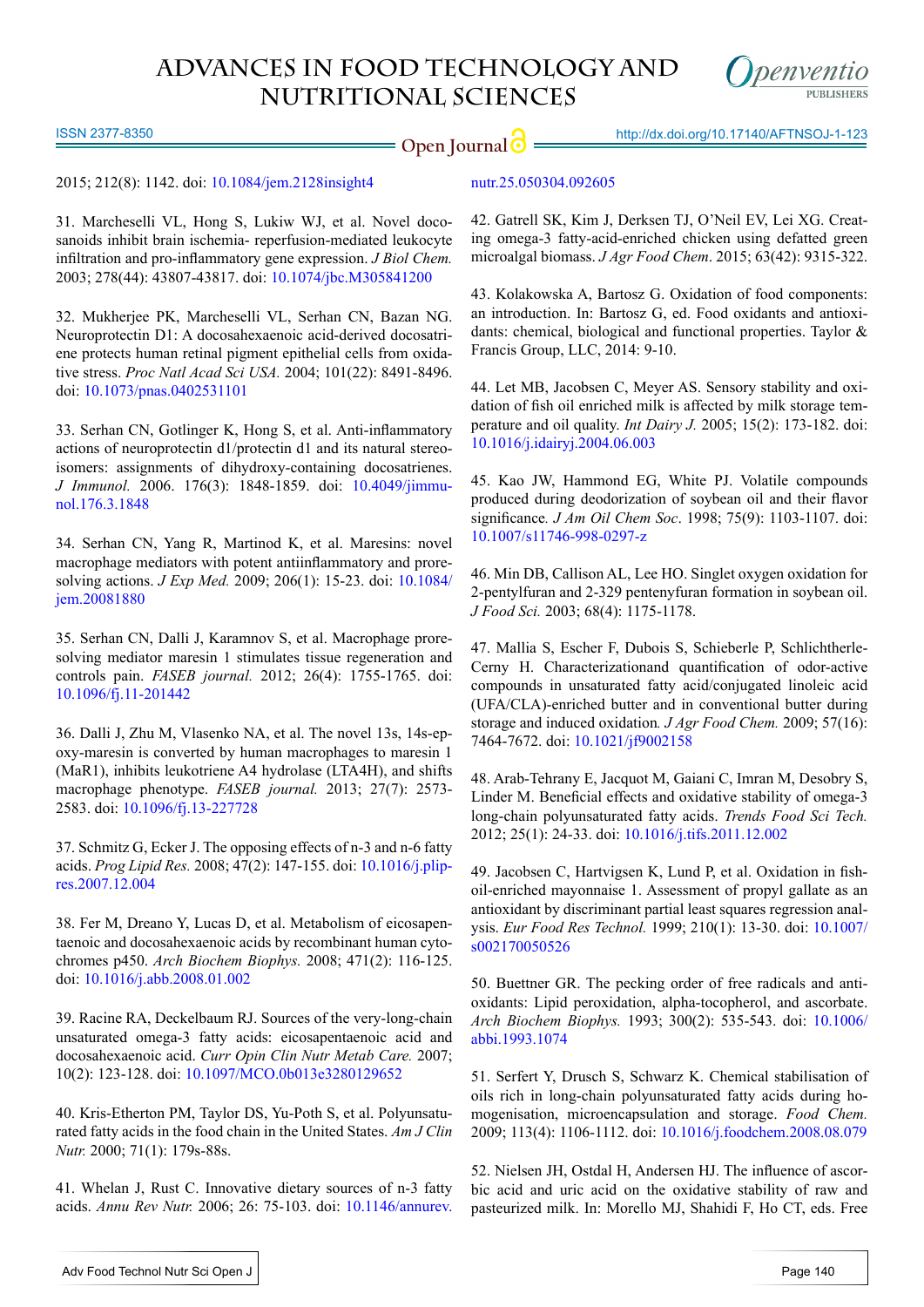2015; 212(8): 1142. doi: 10.1084/jem.2128insight4

31. Marcheselli VL, Hong S, Lukiw WJ, et al. Novel docosanoids inhibit brain ischemia- reperfusion-mediated leukocyte infiltration and pro-inflammatory gene expression. *J Biol Chem.* 2003; 278(44): 43807-43817. doi: 10.1074/jbc.M305841200

32. Mukherjee PK, Marcheselli VL, Serhan CN, Bazan NG. Neuroprotectin D1: A docosahexaenoic acid-derived docosatriene protects human retinal pigment epithelial cells from oxidative stress. *Proc Natl Acad Sci USA.* 2004; 101(22): 8491-8496. doi: 10.1073/pnas.0402531101

33. Serhan CN, Gotlinger K, Hong S, et al. Anti-inflammatory actions of neuroprotectin d1/protectin d1 and its natural stereoisomers: assignments of dihydroxy-containing docosatrienes. *J Immunol.* 2006. 176(3): 1848-1859. doi: 10.4049/jimmunol.176.3.1848

34. Serhan CN, Yang R, Martinod K, et al. Maresins: novel macrophage mediators with potent antiinflammatory and proresolving actions. *J Exp Med.* 2009; 206(1): 15-23. doi: 10.1084/jem.20081880

35. Serhan CN, Dalli J, Karamnov S, et al. Macrophage proresolving mediator maresin 1 stimulates tissue regeneration and controls pain. *FASEB journal.* 2012; 26(4): 1755-1765. doi: 10.1096/fj.11-201442

36. Dalli J, Zhu M, Vlasenko NA, et al. The novel 13s, 14s-epoxy-maresin is converted by human macrophages to maresin 1 (MaR1), inhibits leukotriene A4 hydrolase (LTA4H), and shifts macrophage phenotype. *FASEB journal.* 2013; 27(7): 2573-2583. doi: 10.1096/fj.13-227728

37. Schmitz G, Ecker J. The opposing effects of n-3 and n-6 fatty acids. *Prog Lipid Res.* 2008; 47(2): 147-155. doi: 10.1016/j.plipres.2007.12.004

38. Fer M, Dreano Y, Lucas D, et al. Metabolism of eicosapentaenoic and docosahexaenoic acids by recombinant human cytochromes p450. *Arch Biochem Biophys.* 2008; 471(2): 116-125. doi: 10.1016/j.abb.2008.01.002

39. Racine RA, Deckelbaum RJ. Sources of the very-long-chain unsaturated omega-3 fatty acids: eicosapentaenoic acid and docosahexaenoic acid. *Curr Opin Clin Nutr Metab Care.* 2007; 10(2): 123-128. doi: 10.1097/MCO.0b013e3280129652

40. Kris-Etherton PM, Taylor DS, Yu-Poth S, et al. Polyunsaturated fatty acids in the food chain in the United States. *Am J Clin Nutr.* 2000; 71(1): 179s-88s.

41. Whelan J, Rust C. Innovative dietary sources of n-3 fatty acids. *Annu Rev Nutr.* 2006; 26: 75-103. doi: 10.1146/annurev.nutr.25.050304.092605

42. Gatrell SK, Kim J, Derksen TJ, O'Neil EV, Lei XG. Creating omega-3 fatty-acid-enriched chicken using defatted green microalgal biomass. *J Agr Food Chem*. 2015; 63(42): 9315-322.

43. Kolakowska A, Bartosz G. Oxidation of food components: an introduction. In: Bartosz G, ed. Food oxidants and antioxidants: chemical, biological and functional properties. Taylor & Francis Group, LLC, 2014: 9-10.

44. Let MB, Jacobsen C, Meyer AS. Sensory stability and oxidation of fish oil enriched milk is affected by milk storage temperature and oil quality. *Int Dairy J.* 2005; 15(2): 173-182. doi: 10.1016/j.idairyj.2004.06.003

45. Kao JW, Hammond EG, White PJ. Volatile compounds produced during deodorization of soybean oil and their flavor significance*. J Am Oil Chem Soc*. 1998; 75(9): 1103-1107. doi: 10.1007/s11746-998-0297-z

46. Min DB, Callison AL, Lee HO. Singlet oxygen oxidation for 2-pentylfuran and 2-329 pentenyfuran formation in soybean oil. *J Food Sci.* 2003; 68(4): 1175-1178.

47. Mallia S, Escher F, Dubois S, Schieberle P, Schlichtherle-Cerny H. Characterizationand quantification of odor-active compounds in unsaturated fatty acid/conjugated linoleic acid (UFA/CLA)-enriched butter and in conventional butter during storage and induced oxidation*. J Agr Food Chem.* 2009; 57(16): 7464-7672. doi: 10.1021/jf9002158

48. Arab-Tehrany E, Jacquot M, Gaiani C, Imran M, Desobry S, Linder M. Beneficial effects and oxidative stability of omega-3 long-chain polyunsaturated fatty acids. *Trends Food Sci Tech.* 2012; 25(1): 24-33. doi: 10.1016/j.tifs.2011.12.002

49. Jacobsen C, Hartvigsen K, Lund P, et al. Oxidation in fish-oil-enriched mayonnaise 1. Assessment of propyl gallate as an antioxidant by discriminant partial least squares regression analysis. *Eur Food Res Technol.* 1999; 210(1): 13-30. doi: 10.1007/s002170050526

50. Buettner GR. The pecking order of free radicals and antioxidants: Lipid peroxidation, alpha-tocopherol, and ascorbate. *Arch Biochem Biophys.* 1993; 300(2): 535-543. doi: 10.1006/abbi.1993.1074

51. Serfert Y, Drusch S, Schwarz K. Chemical stabilisation of oils rich in long-chain polyunsaturated fatty acids during homogenisation, microencapsulation and storage. *Food Chem.* 2009; 113(4): 1106-1112. doi: 10.1016/j.foodchem.2008.08.079

52. Nielsen JH, Ostdal H, Andersen HJ. The influence of ascorbic acid and uric acid on the oxidative stability of raw and pasteurized milk. In: Morello MJ, Shahidi F, Ho CT, eds. Free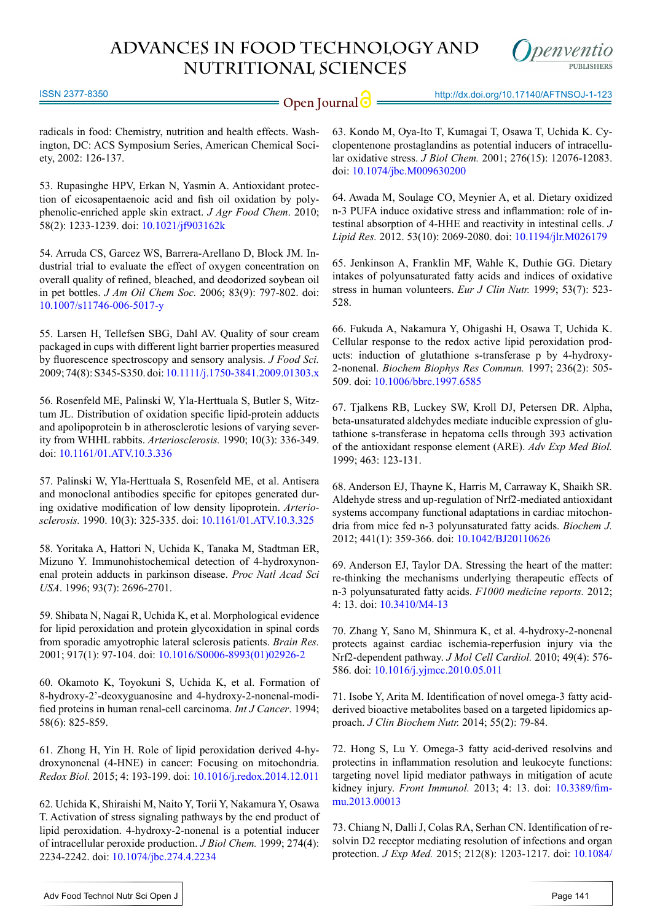radicals in food: Chemistry, nutrition and health effects. Washington, DC: ACS Symposium Series, American Chemical Society, 2002: 126-137.

53. Rupasinghe HPV, Erkan N, Yasmin A. Antioxidant protection of eicosapentaenoic acid and fish oil oxidation by polyphenolic-enriched apple skin extract. *J Agr Food Chem*. 2010; 58(2): 1233-1239. doi: 10.1021/jf903162k

54. Arruda CS, Garcez WS, Barrera-Arellano D, Block JM. Industrial trial to evaluate the effect of oxygen concentration on overall quality of refined, bleached, and deodorized soybean oil in pet bottles. *J Am Oil Chem Soc.* 2006; 83(9): 797-802. doi: 10.1007/s11746-006-5017-y

55. Larsen H, Tellefsen SBG, Dahl AV. Quality of sour cream packaged in cups with different light barrier properties measured by fluorescence spectroscopy and sensory analysis. *J Food Sci.* 2009; 74(8): S345-S350. doi: 10.1111/j.1750-3841.2009.01303.x

56. Rosenfeld ME, Palinski W, Yla-Herttuala S, Butler S, Witztum JL. Distribution of oxidation specific lipid-protein adducts and apolipoprotein b in atherosclerotic lesions of varying severity from WHHL rabbits. *Arteriosclerosis.* 1990; 10(3): 336-349. doi: 10.1161/01.ATV.10.3.336

57. Palinski W, Yla-Herttuala S, Rosenfeld ME, et al. Antisera and monoclonal antibodies specific for epitopes generated during oxidative modification of low density lipoprotein. *Arteriosclerosis.* 1990. 10(3): 325-335. doi: 10.1161/01.ATV.10.3.325

58. Yoritaka A, Hattori N, Uchida K, Tanaka M, Stadtman ER, Mizuno Y. Immunohistochemical detection of 4-hydroxynonenal protein adducts in parkinson disease. *Proc Natl Acad Sci USA*. 1996; 93(7): 2696-2701.

59. Shibata N, Nagai R, Uchida K, et al. Morphological evidence for lipid peroxidation and protein glycoxidation in spinal cords from sporadic amyotrophic lateral sclerosis patients. *Brain Res.* 2001; 917(1): 97-104. doi: 10.1016/S0006-8993(01)02926-2

60. Okamoto K, Toyokuni S, Uchida K, et al. Formation of 8-hydroxy-2'-deoxyguanosine and 4-hydroxy-2-nonenal-modified proteins in human renal-cell carcinoma. *Int J Cancer*. 1994; 58(6): 825-859.

61. Zhong H, Yin H. Role of lipid peroxidation derived 4-hydroxynonenal (4-HNE) in cancer: Focusing on mitochondria. *Redox Biol.* 2015; 4: 193-199. doi: 10.1016/j.redox.2014.12.011

62. Uchida K, Shiraishi M, Naito Y, Torii Y, Nakamura Y, Osawa T. Activation of stress signaling pathways by the end product of lipid peroxidation. 4-hydroxy-2-nonenal is a potential inducer of intracellular peroxide production. *J Biol Chem.* 1999; 274(4): 2234-2242. doi: 10.1074/jbc.274.4.2234

63. Kondo M, Oya-Ito T, Kumagai T, Osawa T, Uchida K. Cyclopentenone prostaglandins as potential inducers of intracellular oxidative stress. *J Biol Chem.* 2001; 276(15): 12076-12083. doi: 10.1074/jbc.M009630200

64. Awada M, Soulage CO, Meynier A, et al. Dietary oxidized n-3 PUFA induce oxidative stress and inflammation: role of intestinal absorption of 4-HHE and reactivity in intestinal cells. *J Lipid Res.* 2012. 53(10): 2069-2080. doi: 10.1194/jlr.M026179

65. Jenkinson A, Franklin MF, Wahle K, Duthie GG. Dietary intakes of polyunsaturated fatty acids and indices of oxidative stress in human volunteers. *Eur J Clin Nutr.* 1999; 53(7): 523-528.

66. Fukuda A, Nakamura Y, Ohigashi H, Osawa T, Uchida K. Cellular response to the redox active lipid peroxidation products: induction of glutathione s-transferase p by 4-hydroxy-2-nonenal. *Biochem Biophys Res Commun.* 1997; 236(2): 505-509. doi: 10.1006/bbrc.1997.6585

67. Tjalkens RB, Luckey SW, Kroll DJ, Petersen DR. Alpha, beta-unsaturated aldehydes mediate inducible expression of glutathione s-transferase in hepatoma cells through 393 activation of the antioxidant response element (ARE). *Adv Exp Med Biol.* 1999; 463: 123-131.

68. Anderson EJ, Thayne K, Harris M, Carraway K, Shaikh SR. Aldehyde stress and up-regulation of Nrf2-mediated antioxidant systems accompany functional adaptations in cardiac mitochondria from mice fed n-3 polyunsaturated fatty acids. *Biochem J.* 2012; 441(1): 359-366. doi: 10.1042/BJ20110626

69. Anderson EJ, Taylor DA. Stressing the heart of the matter: re-thinking the mechanisms underlying therapeutic effects of n-3 polyunsaturated fatty acids. *F1000 medicine reports.* 2012; 4: 13. doi: 10.3410/M4-13

70. Zhang Y, Sano M, Shinmura K, et al. 4-hydroxy-2-nonenal protects against cardiac ischemia-reperfusion injury via the Nrf2-dependent pathway. *J Mol Cell Cardiol.* 2010; 49(4): 576-586. doi: 10.1016/j.yjmcc.2010.05.011

71. Isobe Y, Arita M. Identification of novel omega-3 fatty acid-derived bioactive metabolites based on a targeted lipidomics approach. *J Clin Biochem Nutr.* 2014; 55(2): 79-84.

72. Hong S, Lu Y. Omega-3 fatty acid-derived resolvins and protectins in inflammation resolution and leukocyte functions: targeting novel lipid mediator pathways in mitigation of acute kidney injury. *Front Immunol.* 2013; 4: 13. doi: 10.3389/fimmu.2013.00013

73. Chiang N, Dalli J, Colas RA, Serhan CN. Identification of resolvin D2 receptor mediating resolution of infections and organ protection. *J Exp Med.* 2015; 212(8): 1203-1217. doi: 10.1084/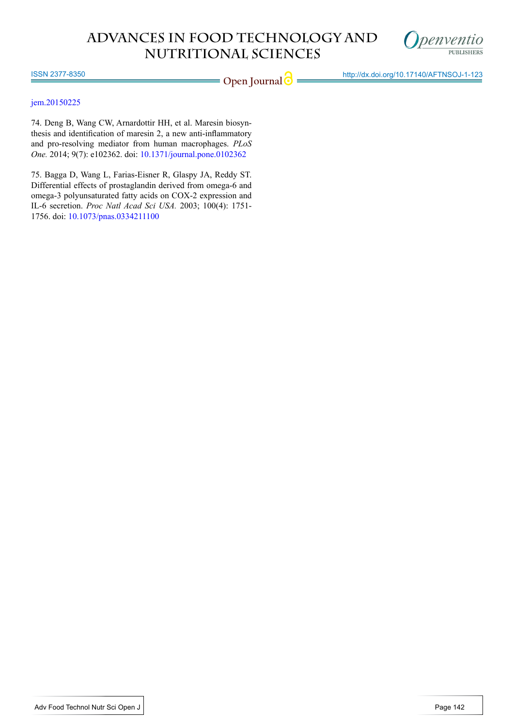jem.20150225

74. Deng B, Wang CW, Arnardottir HH, et al. Maresin biosynthesis and identification of maresin 2, a new anti-inflammatory and pro-resolving mediator from human macrophages. *PLoS One.* 2014; 9(7): e102362. doi: 10.1371/journal.pone.0102362

75. Bagga D, Wang L, Farias-Eisner R, Glaspy JA, Reddy ST. Differential effects of prostaglandin derived from omega-6 and omega-3 polyunsaturated fatty acids on COX-2 expression and IL-6 secretion. *Proc Natl Acad Sci USA.* 2003; 100(4): 1751-1756. doi: 10.1073/pnas.0334211100